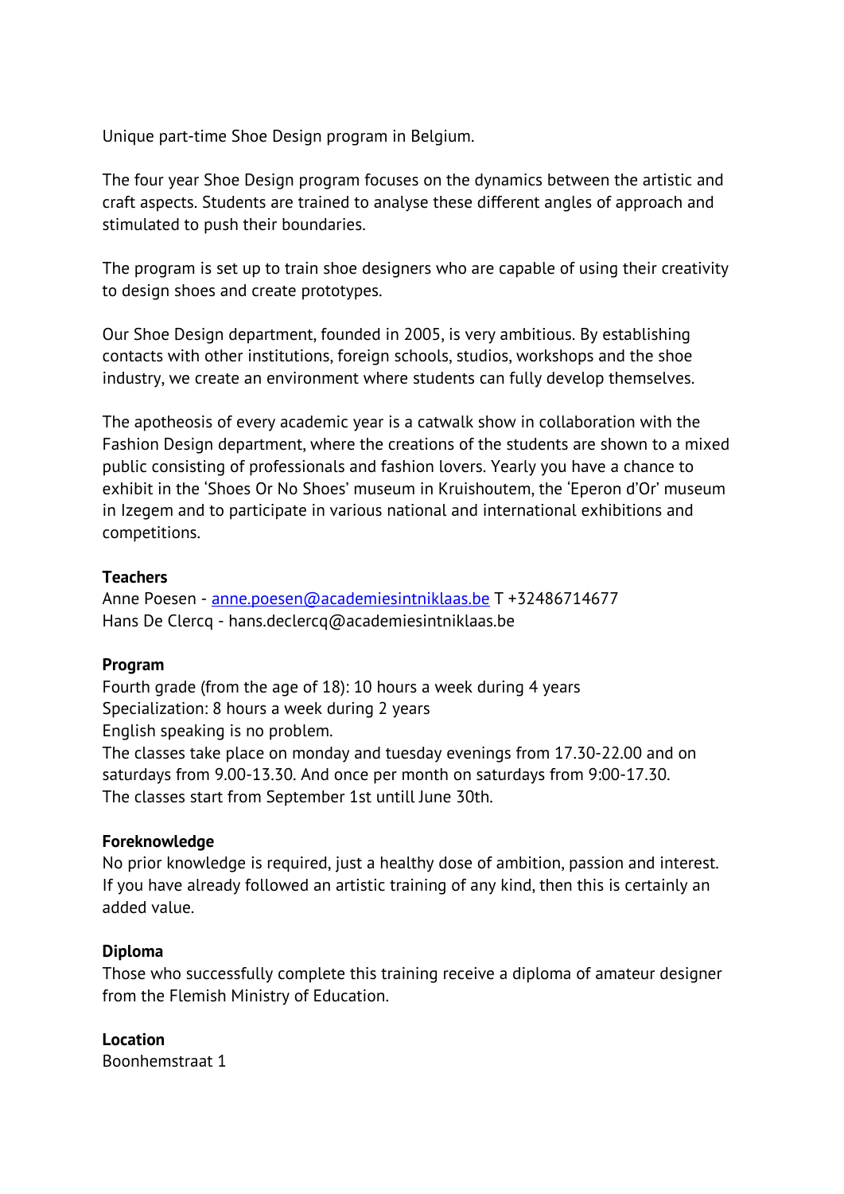Unique part-time Shoe Design program in Belgium.

The four year Shoe Design program focuses on the dynamics between the artistic and craft aspects. Students are trained to analyse these different angles of approach and stimulated to push their boundaries.

The program is set up to train shoe designers who are capable of using their creativity to design shoes and create prototypes.

Our Shoe Design department, founded in 2005, is very ambitious. By establishing contacts with other institutions, foreign schools, studios, workshops and the shoe industry, we create an environment where students can fully develop themselves.

The apotheosis of every academic year is a catwalk show in collaboration with the Fashion Design department, where the creations of the students are shown to a mixed public consisting of professionals and fashion lovers. Yearly you have a chance to exhibit in the 'Shoes Or No Shoes' museum in Kruishoutem, the 'Eperon d'Or' museum in Izegem and to participate in various national and international exhibitions and competitions.

**Teachers**
Anne Poesen - anne.poesen@academiesintniklaas.be T +32486714677
Hans De Clercq - hans.declercq@academiesintniklaas.be

**Program**
Fourth grade (from the age of 18): 10 hours a week during 4 years
Specialization: 8 hours a week during 2 years
English speaking is no problem.
The classes take place on monday and tuesday evenings from 17.30-22.00 and on saturdays from 9.00-13.30. And once per month on saturdays from 9:00-17.30.
The classes start from September 1st untill June 30th.

**Foreknowledge**
No prior knowledge is required, just a healthy dose of ambition, passion and interest. If you have already followed an artistic training of any kind, then this is certainly an added value.

**Diploma**
Those who successfully complete this training receive a diploma of amateur designer from the Flemish Ministry of Education.

**Location**
Boonhemstraat 1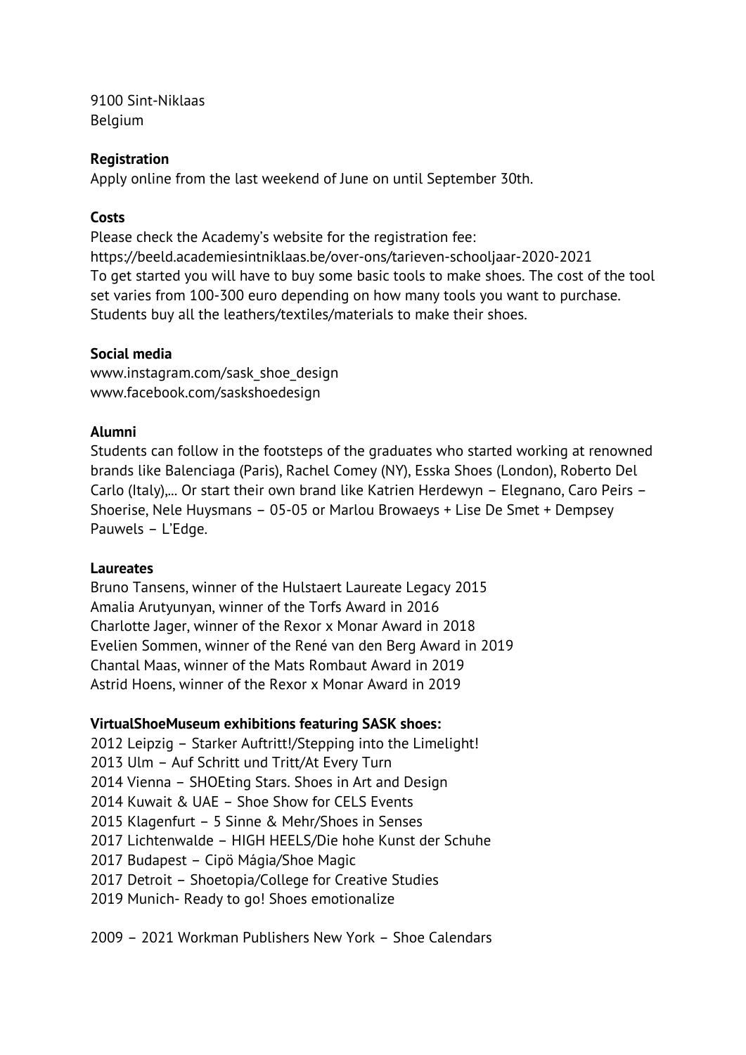9100 Sint-Niklaas
Belgium

**Registration**
Apply online from the last weekend of June on until September 30th.

**Costs**
Please check the Academy's website for the registration fee:
https://beeld.academiesintniklaas.be/over-ons/tarieven-schooljaar-2020-2021
To get started you will have to buy some basic tools to make shoes. The cost of the tool set varies from 100-300 euro depending on how many tools you want to purchase. Students buy all the leathers/textiles/materials to make their shoes.

**Social media**
www.instagram.com/sask_shoe_design
www.facebook.com/saskshoedesign

**Alumni**
Students can follow in the footsteps of the graduates who started working at renowned brands like Balenciaga (Paris), Rachel Comey (NY), Esska Shoes (London), Roberto Del Carlo (Italy),… Or start their own brand like Katrien Herdewyn – Elegnano, Caro Peirs – Shoerise, Nele Huysmans – 05-05 or Marlou Browaeys + Lise De Smet + Dempsey Pauwels – L'Edge.

**Laureates**
Bruno Tansens, winner of the Hulstaert Laureate Legacy 2015
Amalia Arutyunyan, winner of the Torfs Award in 2016
Charlotte Jager, winner of the Rexor x Monar Award in 2018
Evelien Sommen, winner of the René van den Berg Award in 2019
Chantal Maas, winner of the Mats Rombaut Award in 2019
Astrid Hoens, winner of the Rexor x Monar Award in 2019

**VirtualShoeMuseum exhibitions featuring SASK shoes:**
2012 Leipzig – Starker Auftritt!/Stepping into the Limelight!
2013 Ulm – Auf Schritt und Tritt/At Every Turn
2014 Vienna – SHOEting Stars. Shoes in Art and Design
2014 Kuwait & UAE – Shoe Show for CELS Events
2015 Klagenfurt – 5 Sinne & Mehr/Shoes in Senses
2017 Lichtenwalde – HIGH HEELS/Die hohe Kunst der Schuhe
2017 Budapest – Cipö Mágia/Shoe Magic
2017 Detroit – Shoetopia/College for Creative Studies
2019 Munich- Ready to go! Shoes emotionalize

2009 – 2021 Workman Publishers New York – Shoe Calendars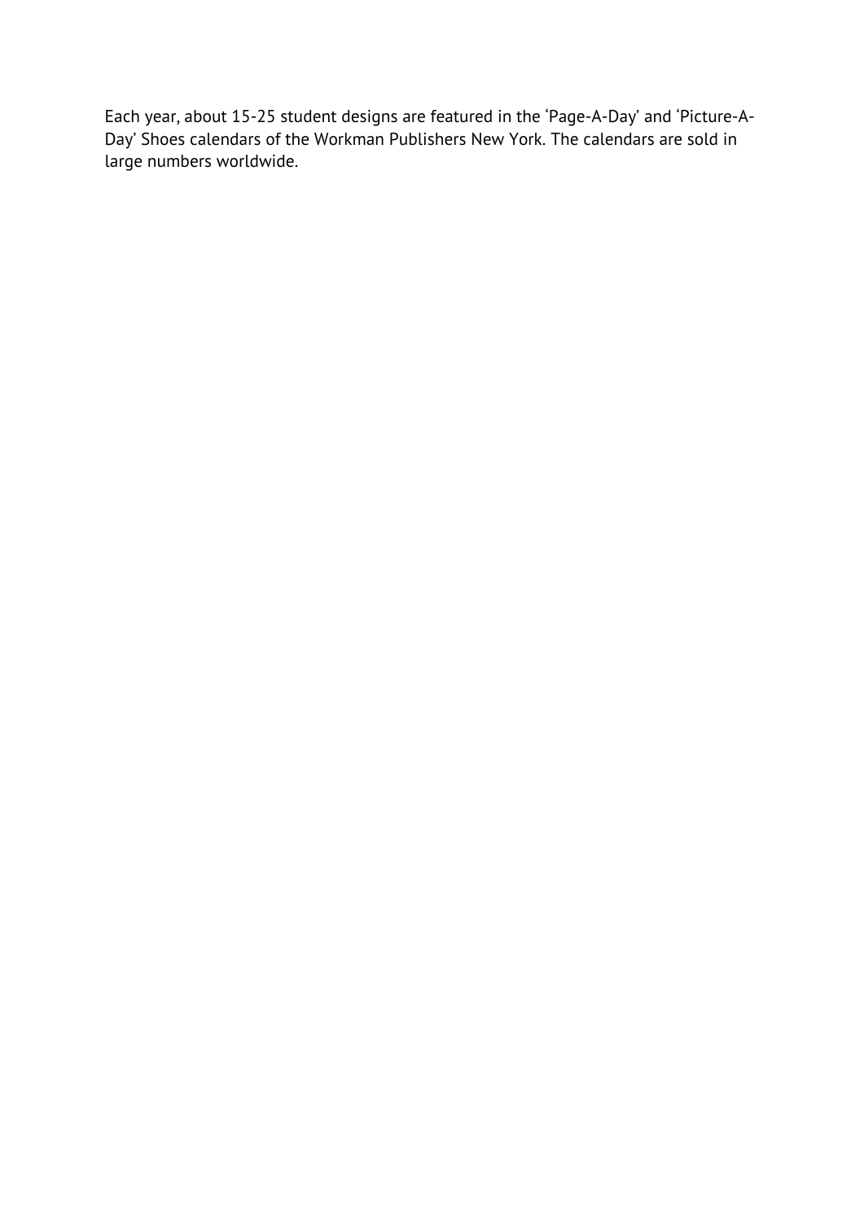Each year, about 15-25 student designs are featured in the 'Page-A-Day' and 'Picture-A-Day' Shoes calendars of the Workman Publishers New York. The calendars are sold in large numbers worldwide.